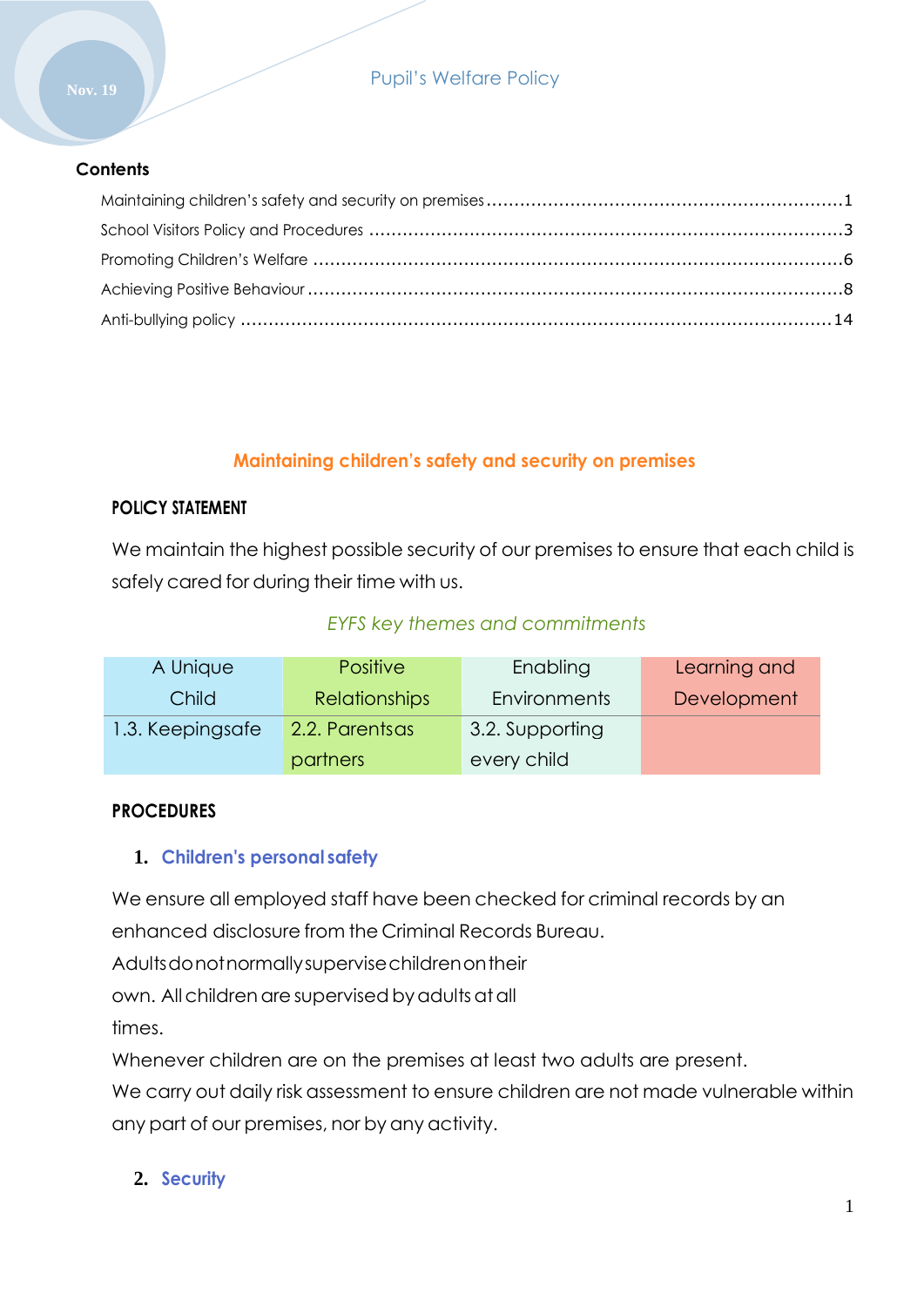# Pupil's Welfare Policy

## Contents

- Maintaining children's safety and security on premises ........ 1
- School Visitors Policy and Procedures ........ 3
- Promoting Children's Welfare ........ 6
- Achieving Positive Behaviour ........ 8
- Anti-bullying policy ........ 14

## Maintaining children's safety and security on premises

### POLICY STATEMENT

We maintain the highest possible security of our premises to ensure that each child is safely cared for during their time with us.

*EYFS key themes and commitments*

| A Unique Child | Positive Relationships | Enabling Environments | Learning and Development |
|---|---|---|---|
| 1.3. Keepingsafe | 2.2. Parentsas partners | 3.2. Supporting every child | |

### PROCEDURES

#### 1. Children's personal safety

We ensure all employed staff have been checked for criminal records by an enhanced disclosure from the Criminal Records Bureau.

Adults do not normally supervise children on their own. All children are supervised by adults at all times.

Whenever children are on the premises at least two adults are present.

We carry out daily risk assessment to ensure children are not made vulnerable within any part of our premises, nor by any activity.

#### 2. Security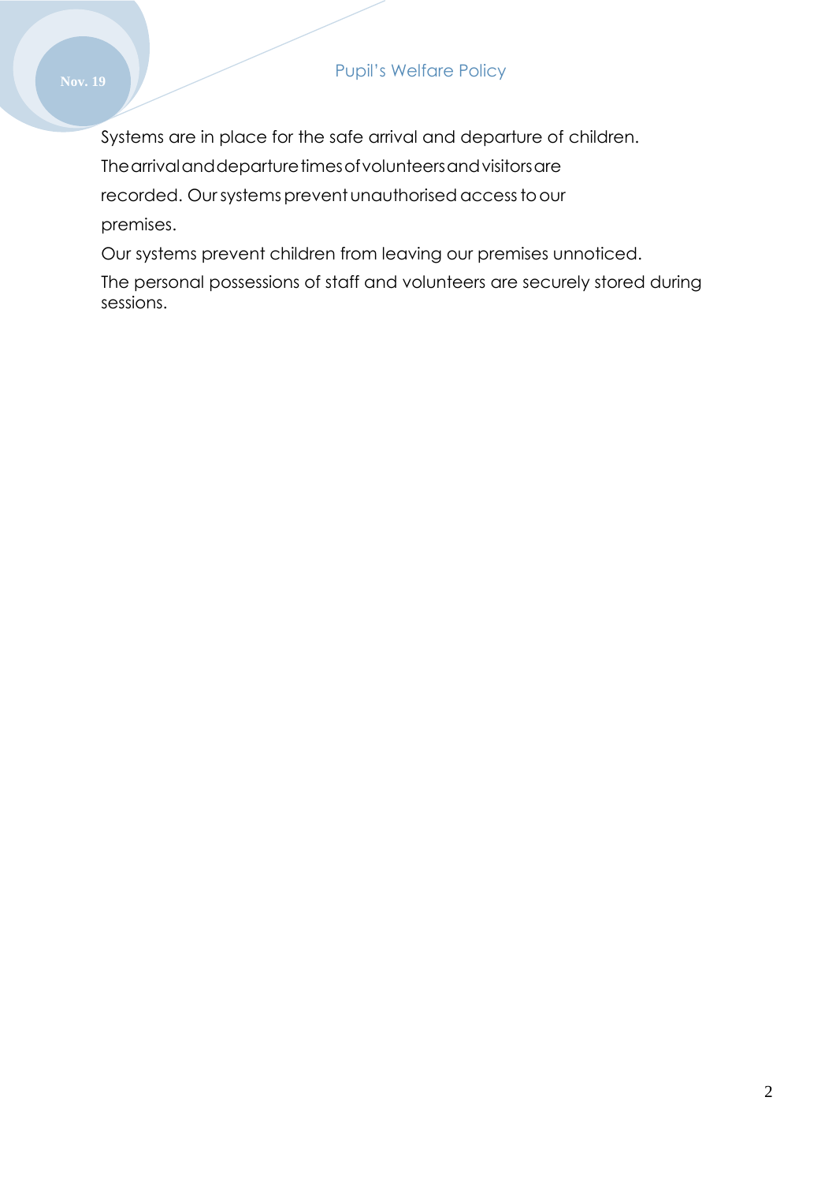Systems are in place for the safe arrival and departure of children.

The arrival and departure times of volunteers and visitors are recorded. Our systems prevent unauthorised access to our premises.

Our systems prevent children from leaving our premises unnoticed.

The personal possessions of staff and volunteers are securely stored during sessions.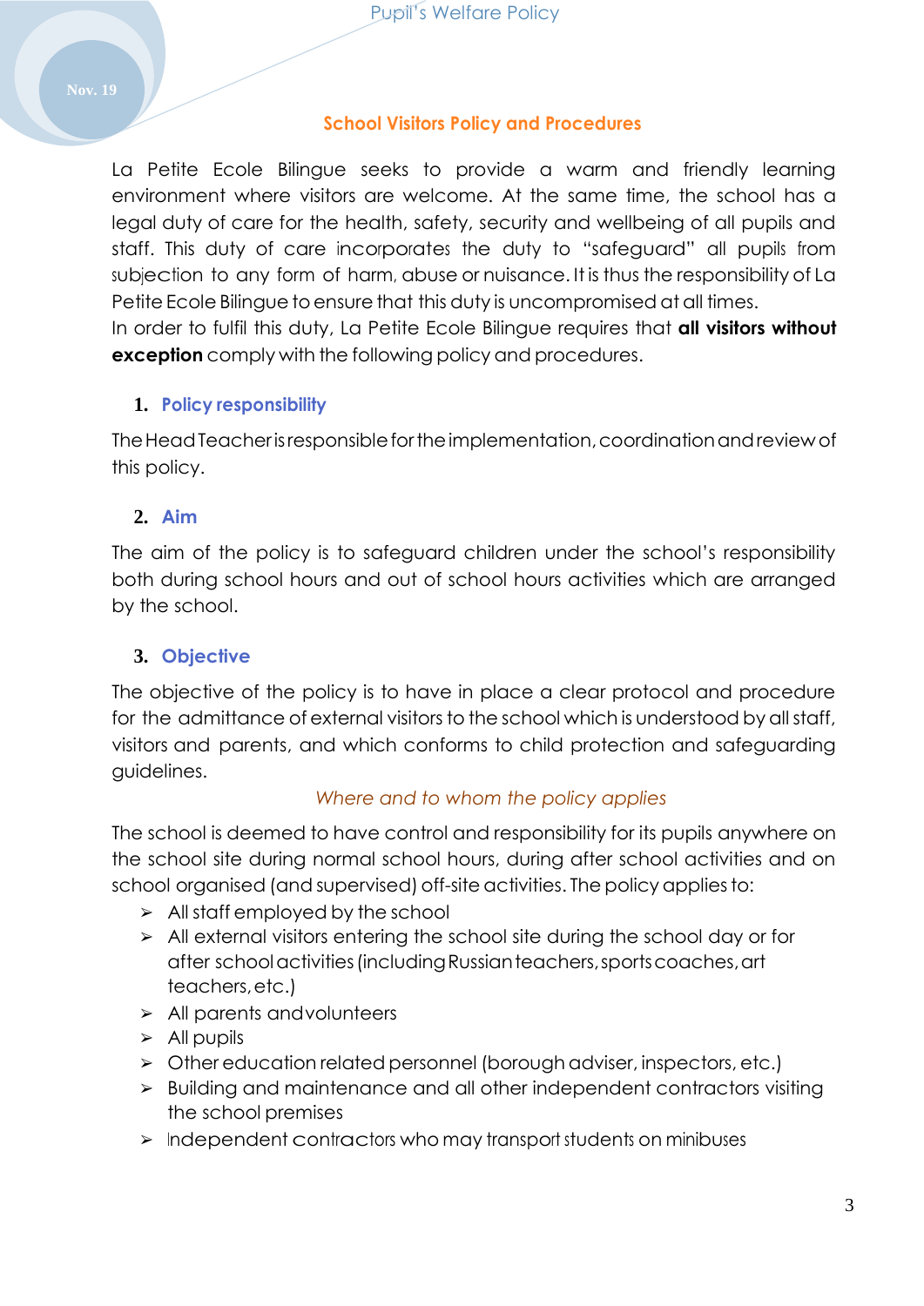## School Visitors Policy and Procedures

La Petite Ecole Bilingue seeks to provide a warm and friendly learning environment where visitors are welcome. At the same time, the school has a legal duty of care for the health, safety, security and wellbeing of all pupils and staff. This duty of care incorporates the duty to "safeguard" all pupils from subjection to any form of harm, abuse or nuisance. It is thus the responsibility of La Petite Ecole Bilingue to ensure that this duty is uncompromised at all times.
In order to fulfil this duty, La Petite Ecole Bilingue requires that **all visitors without exception** comply with the following policy and procedures.

### 1. Policy responsibility

The Head Teacher is responsible for the implementation, coordination and review of this policy.

### 2. Aim

The aim of the policy is to safeguard children under the school's responsibility both during school hours and out of school hours activities which are arranged by the school.

### 3. Objective

The objective of the policy is to have in place a clear protocol and procedure for the admittance of external visitors to the school which is understood by all staff, visitors and parents, and which conforms to child protection and safeguarding guidelines.

*Where and to whom the policy applies*

The school is deemed to have control and responsibility for its pupils anywhere on the school site during normal school hours, during after school activities and on school organised (and supervised) off-site activities. The policy applies to:

- All staff employed by the school
- All external visitors entering the school site during the school day or for after school activities (including Russian teachers, sports coaches, art teachers, etc.)
- All parents and volunteers
- All pupils
- Other education related personnel (borough adviser, inspectors, etc.)
- Building and maintenance and all other independent contractors visiting the school premises
- Independent contractors who may transport students on minibuses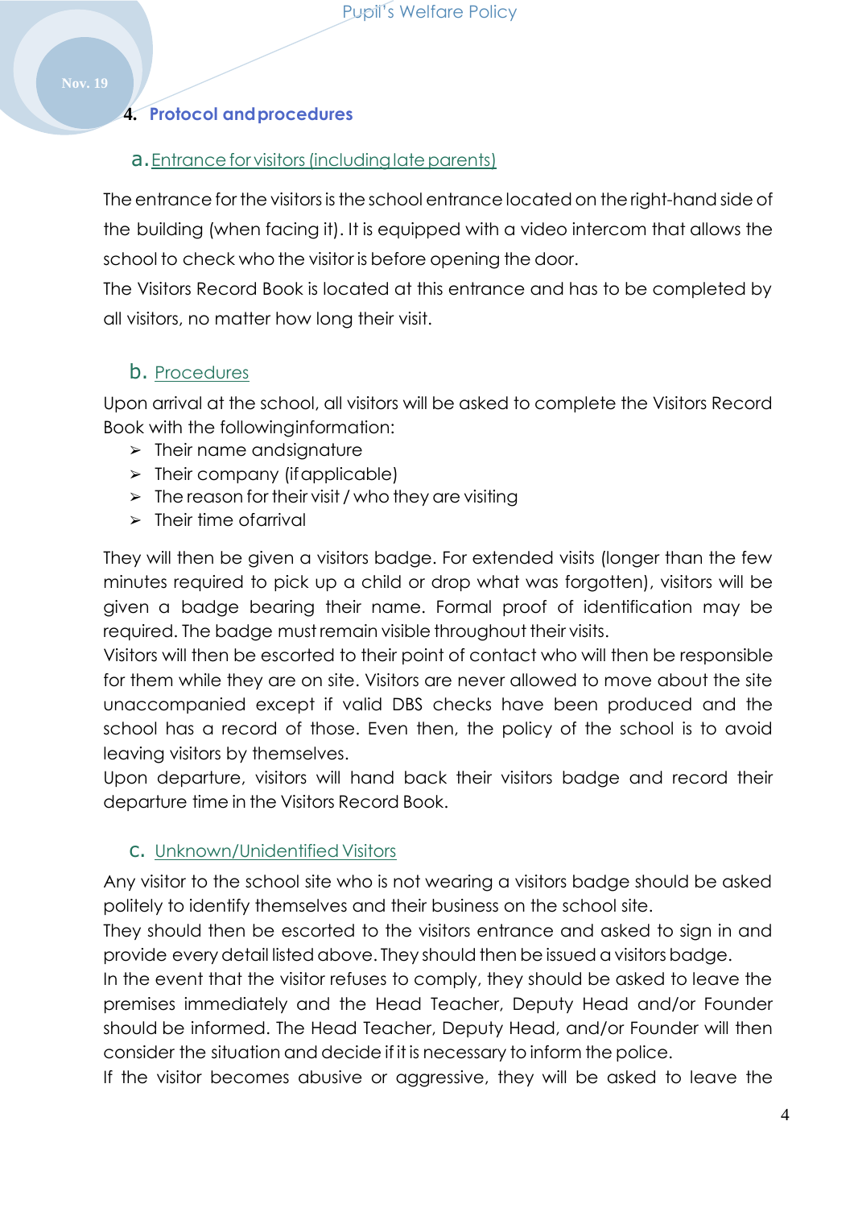## 4. Protocol and procedures

### a. Entrance for visitors (including late parents)

The entrance for the visitors is the school entrance located on the right-hand side of the building (when facing it). It is equipped with a video intercom that allows the school to check who the visitor is before opening the door.
The Visitors Record Book is located at this entrance and has to be completed by all visitors, no matter how long their visit.

### b. Procedures

Upon arrival at the school, all visitors will be asked to complete the Visitors Record Book with the following information:

- Their name and signature
- Their company (if applicable)
- The reason for their visit / who they are visiting
- Their time of arrival

They will then be given a visitors badge. For extended visits (longer than the few minutes required to pick up a child or drop what was forgotten), visitors will be given a badge bearing their name. Formal proof of identification may be required. The badge must remain visible throughout their visits.
Visitors will then be escorted to their point of contact who will then be responsible for them while they are on site. Visitors are never allowed to move about the site unaccompanied except if valid DBS checks have been produced and the school has a record of those. Even then, the policy of the school is to avoid leaving visitors by themselves.
Upon departure, visitors will hand back their visitors badge and record their departure time in the Visitors Record Book.

### c. Unknown/Unidentified Visitors

Any visitor to the school site who is not wearing a visitors badge should be asked politely to identify themselves and their business on the school site.
They should then be escorted to the visitors entrance and asked to sign in and provide every detail listed above. They should then be issued a visitors badge.
In the event that the visitor refuses to comply, they should be asked to leave the premises immediately and the Head Teacher, Deputy Head and/or Founder should be informed. The Head Teacher, Deputy Head, and/or Founder will then consider the situation and decide if it is necessary to inform the police.
If the visitor becomes abusive or aggressive, they will be asked to leave the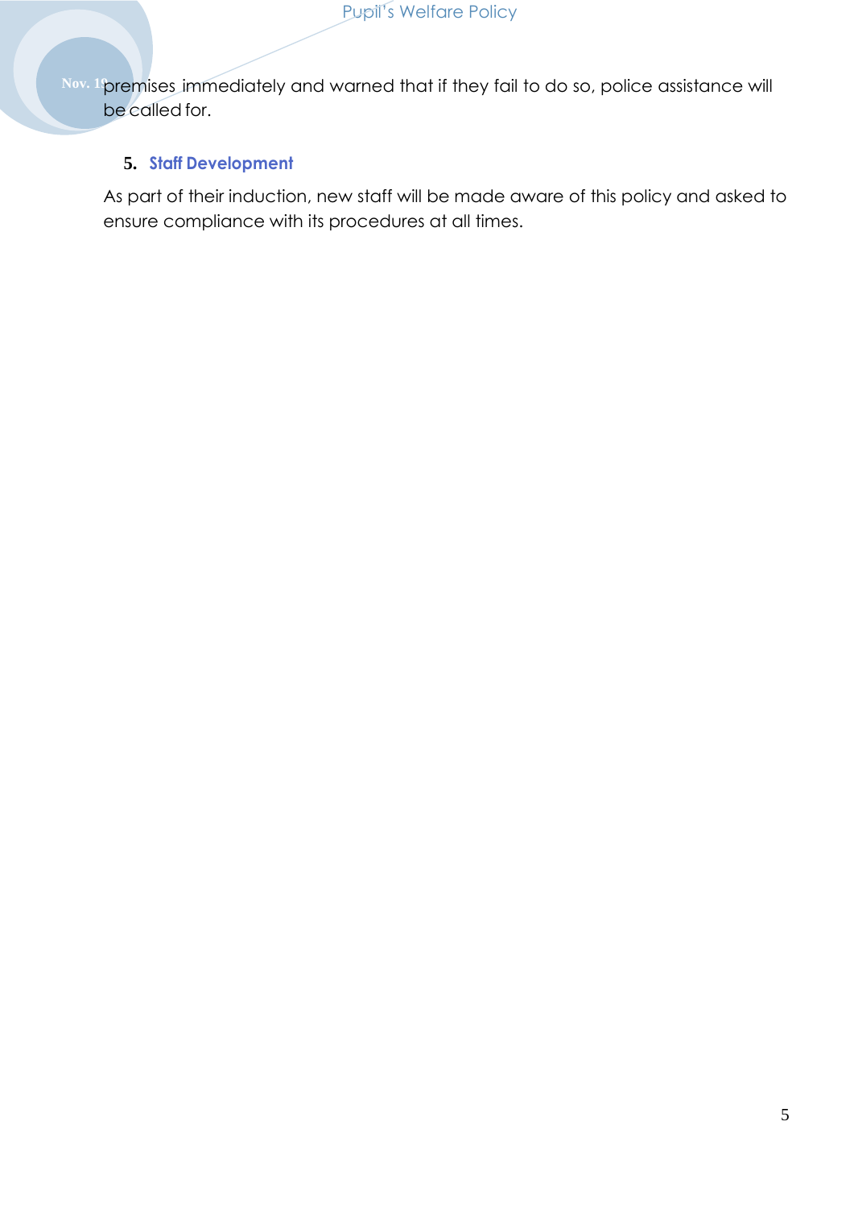premises immediately and warned that if they fail to do so, police assistance will be called for.

## 5. Staff Development

As part of their induction, new staff will be made aware of this policy and asked to ensure compliance with its procedures at all times.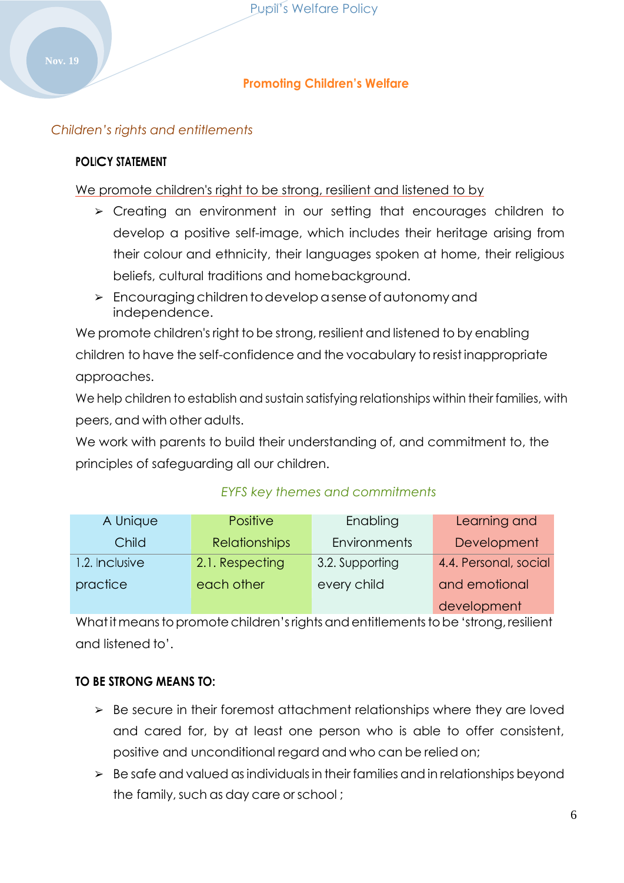## Promoting Children's Welfare

*Children's rights and entitlements*

**POLICY STATEMENT**

We promote children's right to be strong, resilient and listened to by

- Creating an environment in our setting that encourages children to develop a positive self-image, which includes their heritage arising from their colour and ethnicity, their languages spoken at home, their religious beliefs, cultural traditions and home background.
- Encouraging children to develop a sense of autonomy and independence.

We promote children's right to be strong, resilient and listened to by enabling children to have the self-confidence and the vocabulary to resist inappropriate approaches.

We help children to establish and sustain satisfying relationships within their families, with peers, and with other adults.

We work with parents to build their understanding of, and commitment to, the principles of safeguarding all our children.

*EYFS key themes and commitments*

| A Unique Child | Positive Relationships | Enabling Environments | Learning and Development |
|---|---|---|---|
| 1.2. Inclusive practice | 2.1. Respecting each other | 3.2. Supporting every child | 4.4. Personal, social and emotional development |

What it means to promote children's rights and entitlements to be 'strong, resilient and listened to'.

**TO BE STRONG MEANS TO:**

- Be secure in their foremost attachment relationships where they are loved and cared for, by at least one person who is able to offer consistent, positive and unconditional regard and who can be relied on;
- Be safe and valued as individuals in their families and in relationships beyond the family, such as day care or school ;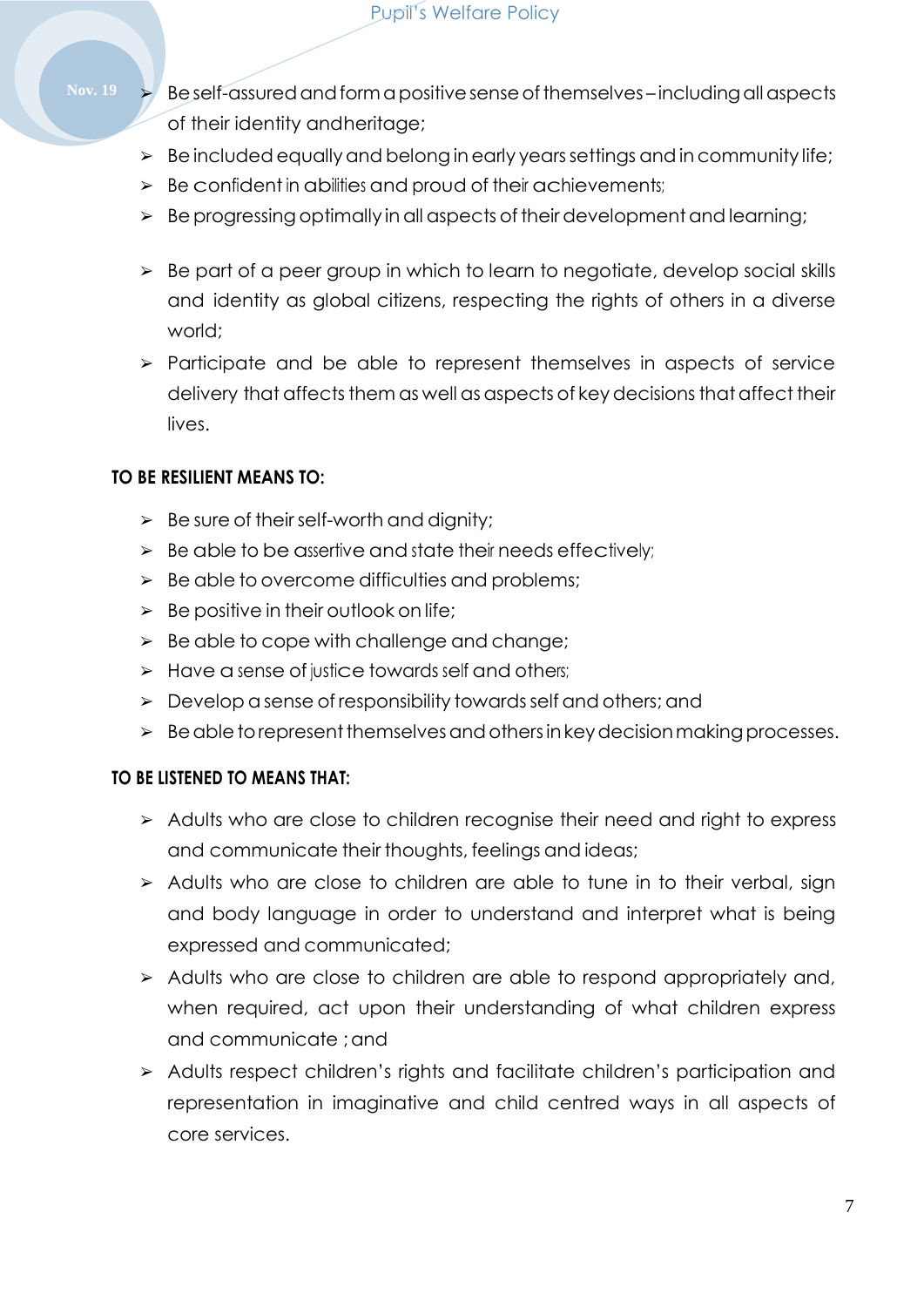- Be self-assured and form a positive sense of themselves – including all aspects of their identity and heritage;
- Be included equally and belong in early years settings and in community life;
- Be confident in abilities and proud of their achievements;
- Be progressing optimally in all aspects of their development and learning;
- Be part of a peer group in which to learn to negotiate, develop social skills and identity as global citizens, respecting the rights of others in a diverse world;
- Participate and be able to represent themselves in aspects of service delivery that affects them as well as aspects of key decisions that affect their lives.

**TO BE RESILIENT MEANS TO:**

- Be sure of their self-worth and dignity;
- Be able to be assertive and state their needs effectively;
- Be able to overcome difficulties and problems;
- Be positive in their outlook on life;
- Be able to cope with challenge and change;
- Have a sense of justice towards self and others;
- Develop a sense of responsibility towards self and others; and
- Be able to represent themselves and others in key decision making processes.

**TO BE LISTENED TO MEANS THAT:**

- Adults who are close to children recognise their need and right to express and communicate their thoughts, feelings and ideas;
- Adults who are close to children are able to tune in to their verbal, sign and body language in order to understand and interpret what is being expressed and communicated;
- Adults who are close to children are able to respond appropriately and, when required, act upon their understanding of what children express and communicate ; and
- Adults respect children's rights and facilitate children's participation and representation in imaginative and child centred ways in all aspects of core services.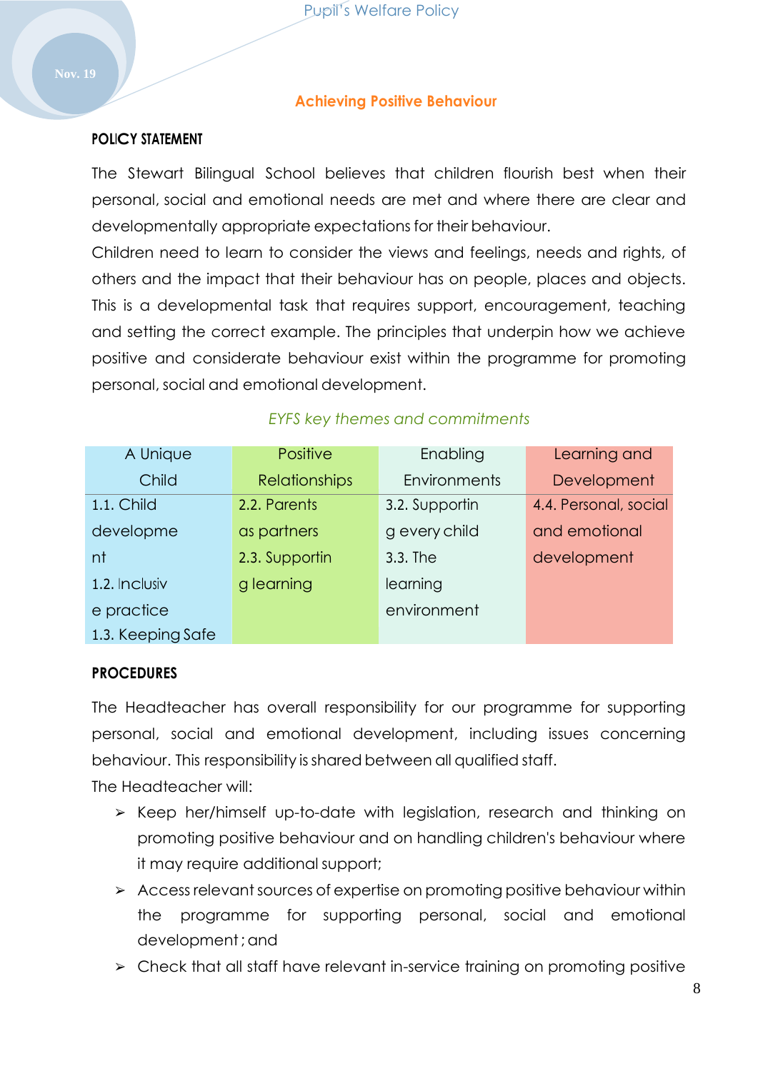## Achieving Positive Behaviour

**POLICY STATEMENT**

The Stewart Bilingual School believes that children flourish best when their personal, social and emotional needs are met and where there are clear and developmentally appropriate expectations for their behaviour.
Children need to learn to consider the views and feelings, needs and rights, of others and the impact that their behaviour has on people, places and objects. This is a developmental task that requires support, encouragement, teaching and setting the correct example. The principles that underpin how we achieve positive and considerate behaviour exist within the programme for promoting personal, social and emotional development.

*EYFS key themes and commitments*

| A Unique Child | Positive Relationships | Enabling Environments | Learning and Development |
|---|---|---|---|
| 1.1. Child development<br>1.2. Inclusive practice<br>1.3. Keeping Safe | 2.2. Parents as partners<br>2.3. Supporting learning | 3.2. Supporting every child<br>3.3. The learning environment | 4.4. Personal, social and emotional development |

**PROCEDURES**

The Headteacher has overall responsibility for our programme for supporting personal, social and emotional development, including issues concerning behaviour. This responsibility is shared between all qualified staff.
The Headteacher will:

- Keep her/himself up-to-date with legislation, research and thinking on promoting positive behaviour and on handling children's behaviour where it may require additional support;
- Access relevant sources of expertise on promoting positive behaviour within the programme for supporting personal, social and emotional development ; and
- Check that all staff have relevant in-service training on promoting positive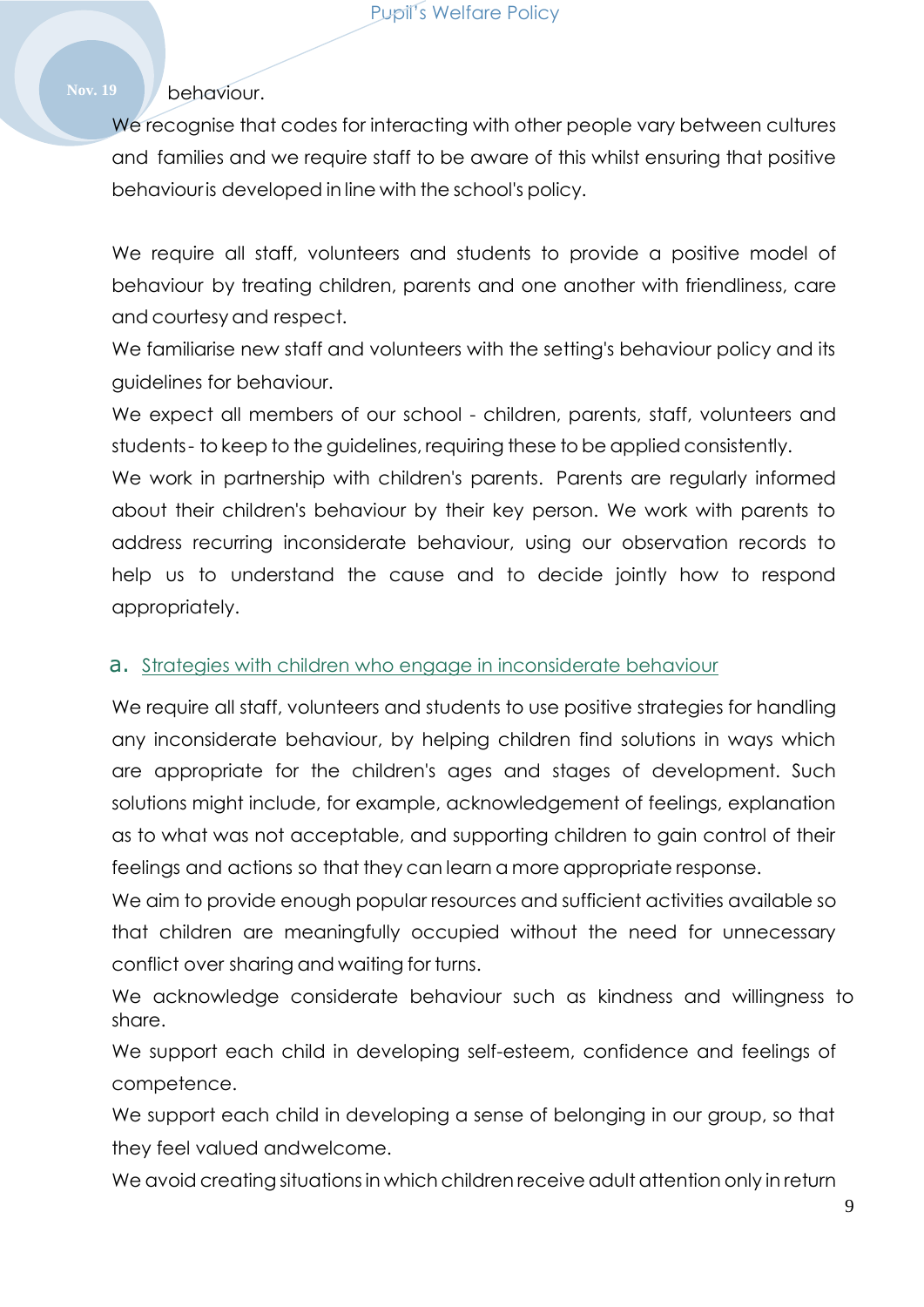behaviour.

We recognise that codes for interacting with other people vary between cultures and families and we require staff to be aware of this whilst ensuring that positive behaviour is developed in line with the school's policy.

We require all staff, volunteers and students to provide a positive model of behaviour by treating children, parents and one another with friendliness, care and courtesy and respect.

We familiarise new staff and volunteers with the setting's behaviour policy and its guidelines for behaviour.

We expect all members of our school - children, parents, staff, volunteers and students - to keep to the guidelines, requiring these to be applied consistently.

We work in partnership with children's parents. Parents are regularly informed about their children's behaviour by their key person. We work with parents to address recurring inconsiderate behaviour, using our observation records to help us to understand the cause and to decide jointly how to respond appropriately.

### a. Strategies with children who engage in inconsiderate behaviour

We require all staff, volunteers and students to use positive strategies for handling any inconsiderate behaviour, by helping children find solutions in ways which are appropriate for the children's ages and stages of development. Such solutions might include, for example, acknowledgement of feelings, explanation as to what was not acceptable, and supporting children to gain control of their feelings and actions so that they can learn a more appropriate response.

We aim to provide enough popular resources and sufficient activities available so that children are meaningfully occupied without the need for unnecessary conflict over sharing and waiting for turns.

We acknowledge considerate behaviour such as kindness and willingness to share.

We support each child in developing self-esteem, confidence and feelings of competence.

We support each child in developing a sense of belonging in our group, so that they feel valued and welcome.

We avoid creating situations in which children receive adult attention only in return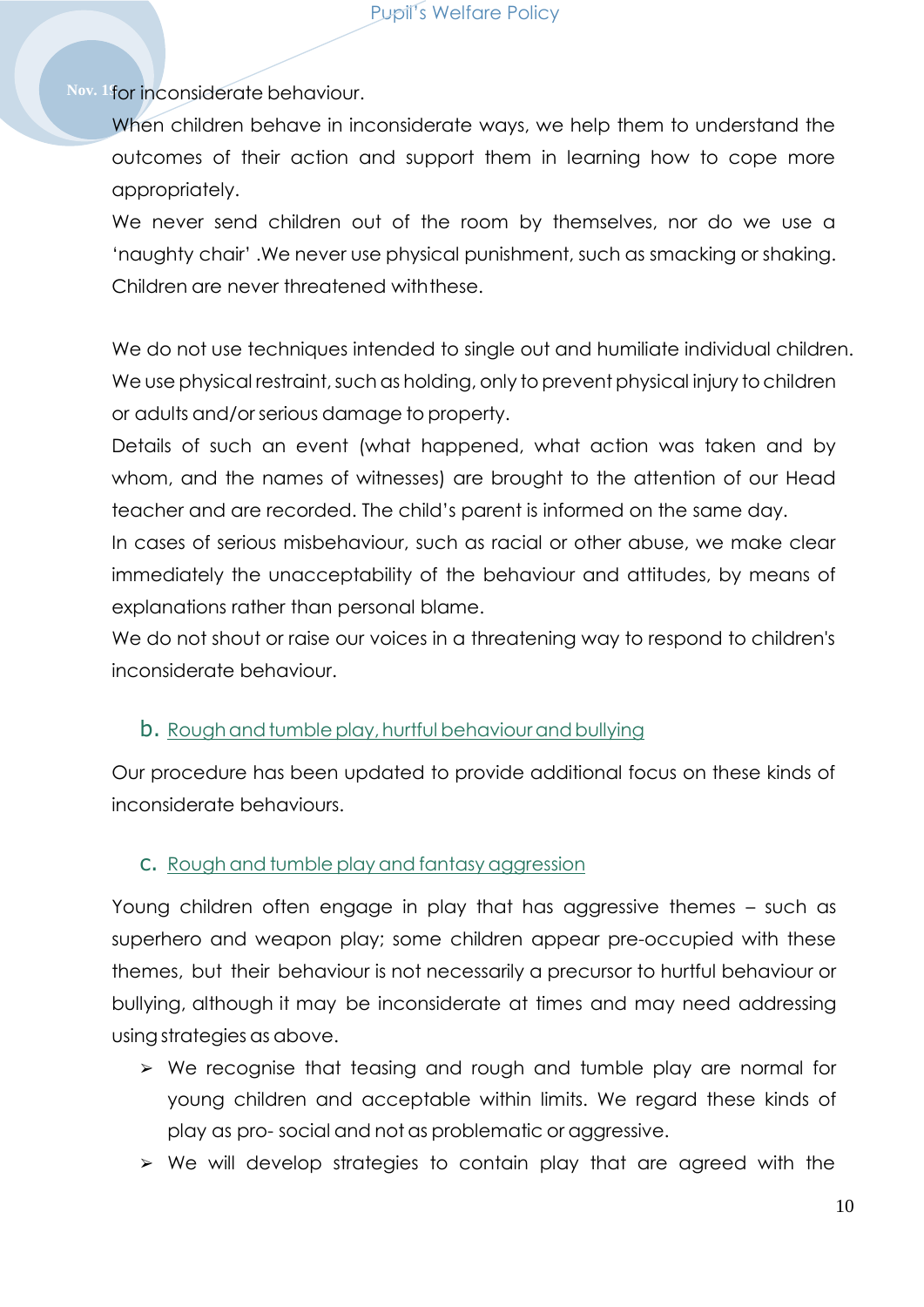for inconsiderate behaviour.

When children behave in inconsiderate ways, we help them to understand the outcomes of their action and support them in learning how to cope more appropriately.

We never send children out of the room by themselves, nor do we use a 'naughty chair' .We never use physical punishment, such as smacking or shaking. Children are never threatened with these.

We do not use techniques intended to single out and humiliate individual children.

We use physical restraint, such as holding, only to prevent physical injury to children or adults and/or serious damage to property.

Details of such an event (what happened, what action was taken and by whom, and the names of witnesses) are brought to the attention of our Head teacher and are recorded. The child's parent is informed on the same day.

In cases of serious misbehaviour, such as racial or other abuse, we make clear immediately the unacceptability of the behaviour and attitudes, by means of explanations rather than personal blame.

We do not shout or raise our voices in a threatening way to respond to children's inconsiderate behaviour.

### b. Rough and tumble play, hurtful behaviour and bullying

Our procedure has been updated to provide additional focus on these kinds of inconsiderate behaviours.

### c. Rough and tumble play and fantasy aggression

Young children often engage in play that has aggressive themes – such as superhero and weapon play; some children appear pre-occupied with these themes, but their behaviour is not necessarily a precursor to hurtful behaviour or bullying, although it may be inconsiderate at times and may need addressing using strategies as above.

- We recognise that teasing and rough and tumble play are normal for young children and acceptable within limits. We regard these kinds of play as pro- social and not as problematic or aggressive.
- We will develop strategies to contain play that are agreed with the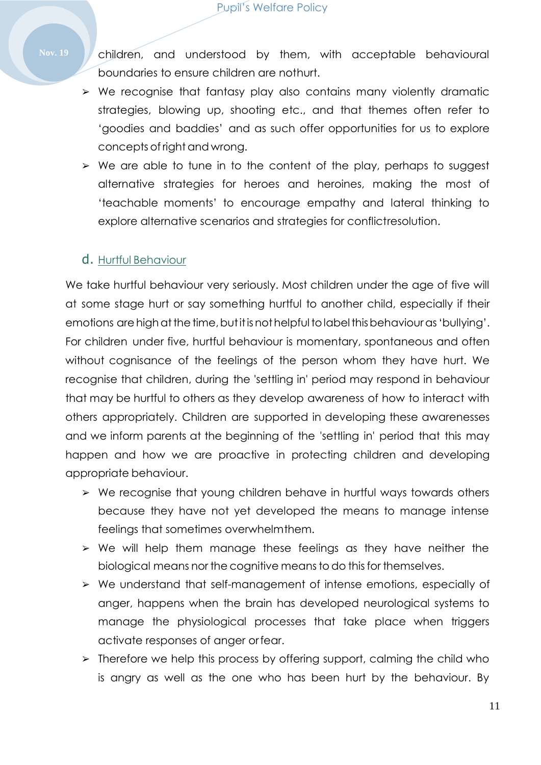children, and understood by them, with acceptable behavioural boundaries to ensure children are nothurt.

- We recognise that fantasy play also contains many violently dramatic strategies, blowing up, shooting etc., and that themes often refer to 'goodies and baddies' and as such offer opportunities for us to explore concepts of right and wrong.
- We are able to tune in to the content of the play, perhaps to suggest alternative strategies for heroes and heroines, making the most of 'teachable moments' to encourage empathy and lateral thinking to explore alternative scenarios and strategies for conflictresolution.

### d. Hurtful Behaviour

We take hurtful behaviour very seriously. Most children under the age of five will at some stage hurt or say something hurtful to another child, especially if their emotions are high at the time, but it is not helpful to label this behaviour as 'bullying'. For children under five, hurtful behaviour is momentary, spontaneous and often without cognisance of the feelings of the person whom they have hurt. We recognise that children, during the 'settling in' period may respond in behaviour that may be hurtful to others as they develop awareness of how to interact with others appropriately. Children are supported in developing these awarenesses and we inform parents at the beginning of the 'settling in' period that this may happen and how we are proactive in protecting children and developing appropriate behaviour.

- We recognise that young children behave in hurtful ways towards others because they have not yet developed the means to manage intense feelings that sometimes overwhelmthem.
- We will help them manage these feelings as they have neither the biological means nor the cognitive means to do this for themselves.
- We understand that self-management of intense emotions, especially of anger, happens when the brain has developed neurological systems to manage the physiological processes that take place when triggers activate responses of anger orfear.
- Therefore we help this process by offering support, calming the child who is angry as well as the one who has been hurt by the behaviour. By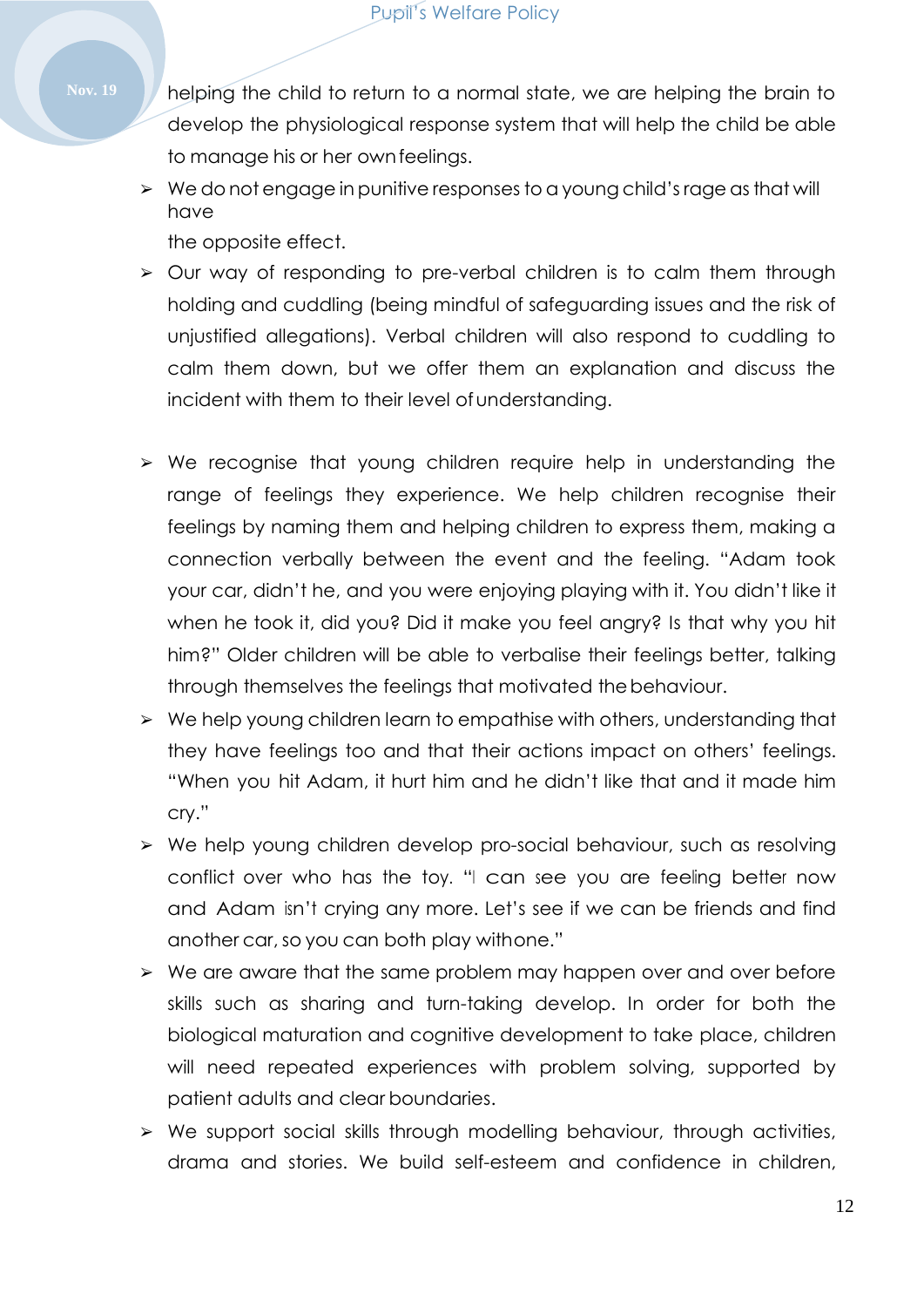helping the child to return to a normal state, we are helping the brain to develop the physiological response system that will help the child be able to manage his or her own feelings.

- We do not engage in punitive responses to a young child's rage as that will have the opposite effect.
- Our way of responding to pre-verbal children is to calm them through holding and cuddling (being mindful of safeguarding issues and the risk of unjustified allegations). Verbal children will also respond to cuddling to calm them down, but we offer them an explanation and discuss the incident with them to their level of understanding.
- We recognise that young children require help in understanding the range of feelings they experience. We help children recognise their feelings by naming them and helping children to express them, making a connection verbally between the event and the feeling. "Adam took your car, didn't he, and you were enjoying playing with it. You didn't like it when he took it, did you? Did it make you feel angry? Is that why you hit him?" Older children will be able to verbalise their feelings better, talking through themselves the feelings that motivated the behaviour.
- We help young children learn to empathise with others, understanding that they have feelings too and that their actions impact on others' feelings. "When you hit Adam, it hurt him and he didn't like that and it made him cry."
- We help young children develop pro-social behaviour, such as resolving conflict over who has the toy. "I can see you are feeling better now and Adam isn't crying any more. Let's see if we can be friends and find another car, so you can both play with one."
- We are aware that the same problem may happen over and over before skills such as sharing and turn-taking develop. In order for both the biological maturation and cognitive development to take place, children will need repeated experiences with problem solving, supported by patient adults and clear boundaries.
- We support social skills through modelling behaviour, through activities, drama and stories. We build self-esteem and confidence in children,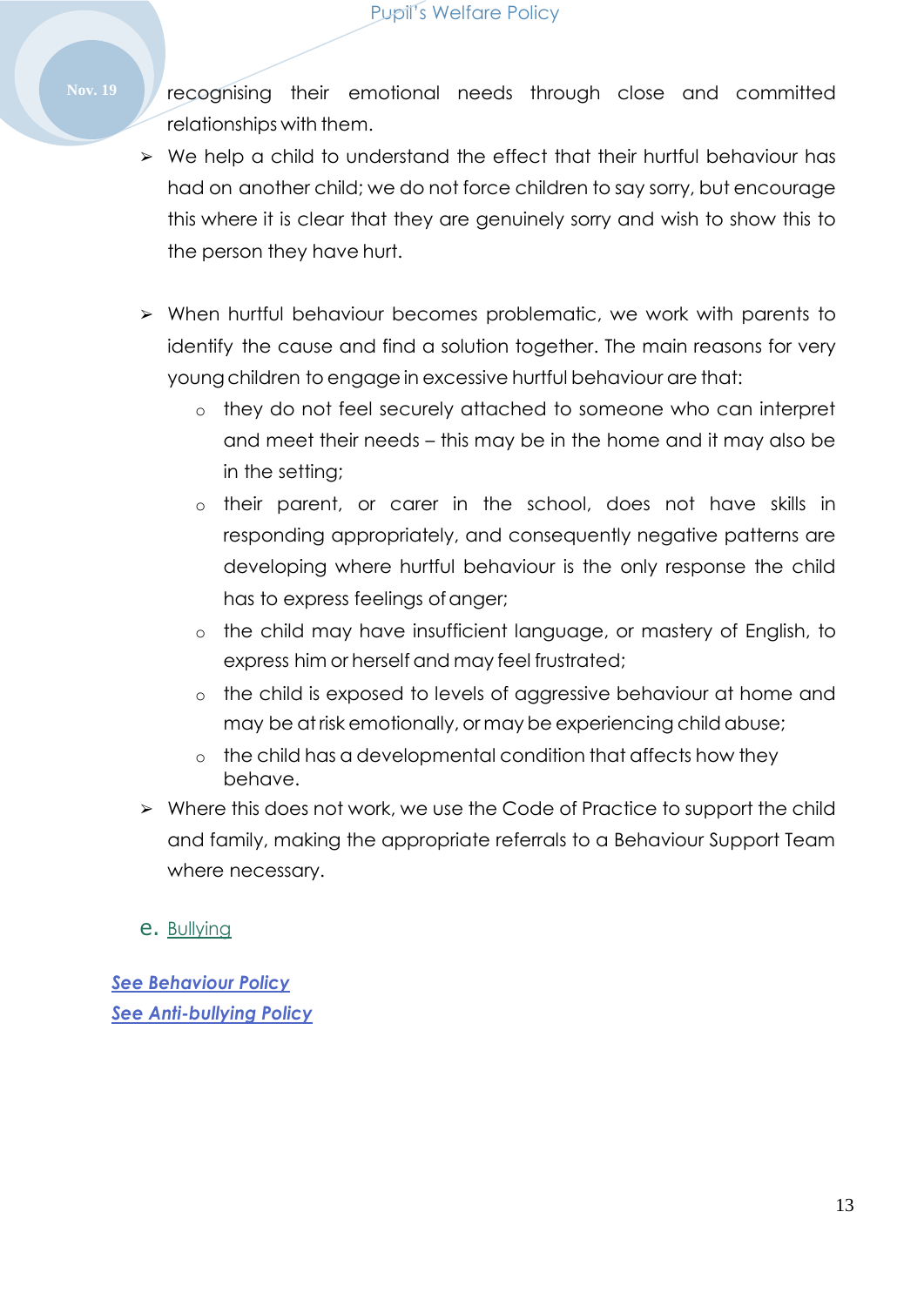recognising their emotional needs through close and committed relationships with them.

- We help a child to understand the effect that their hurtful behaviour has had on another child; we do not force children to say sorry, but encourage this where it is clear that they are genuinely sorry and wish to show this to the person they have hurt.

- When hurtful behaviour becomes problematic, we work with parents to identify the cause and find a solution together. The main reasons for very young children to engage in excessive hurtful behaviour are that:
  - they do not feel securely attached to someone who can interpret and meet their needs – this may be in the home and it may also be in the setting;
  - their parent, or carer in the school, does not have skills in responding appropriately, and consequently negative patterns are developing where hurtful behaviour is the only response the child has to express feelings of anger;
  - the child may have insufficient language, or mastery of English, to express him or herself and may feel frustrated;
  - the child is exposed to levels of aggressive behaviour at home and may be at risk emotionally, or may be experiencing child abuse;
  - the child has a developmental condition that affects how they behave.
- Where this does not work, we use the Code of Practice to support the child and family, making the appropriate referrals to a Behaviour Support Team where necessary.

e. Bullying

***See Behaviour Policy***
***See Anti-bullying Policy***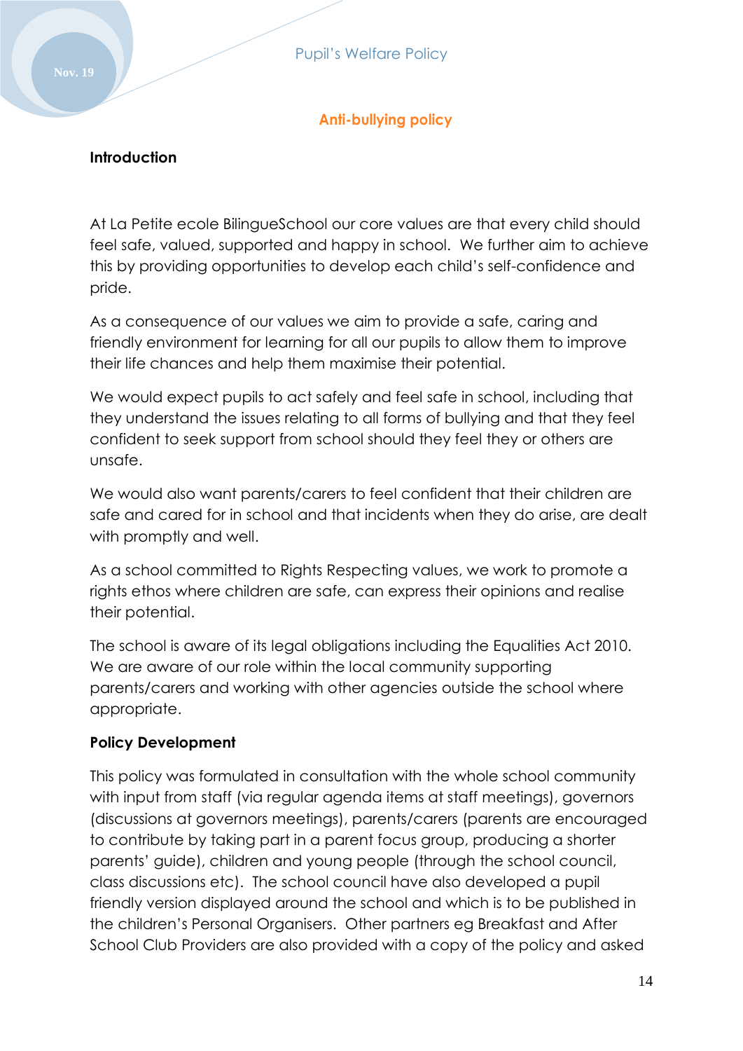## Anti-bullying policy

### Introduction

At La Petite ecole BilingueSchool our core values are that every child should feel safe, valued, supported and happy in school. We further aim to achieve this by providing opportunities to develop each child's self-confidence and pride.

As a consequence of our values we aim to provide a safe, caring and friendly environment for learning for all our pupils to allow them to improve their life chances and help them maximise their potential.

We would expect pupils to act safely and feel safe in school, including that they understand the issues relating to all forms of bullying and that they feel confident to seek support from school should they feel they or others are unsafe.

We would also want parents/carers to feel confident that their children are safe and cared for in school and that incidents when they do arise, are dealt with promptly and well.

As a school committed to Rights Respecting values, we work to promote a rights ethos where children are safe, can express their opinions and realise their potential.

The school is aware of its legal obligations including the Equalities Act 2010. We are aware of our role within the local community supporting parents/carers and working with other agencies outside the school where appropriate.

### Policy Development

This policy was formulated in consultation with the whole school community with input from staff (via regular agenda items at staff meetings), governors (discussions at governors meetings), parents/carers (parents are encouraged to contribute by taking part in a parent focus group, producing a shorter parents' guide), children and young people (through the school council, class discussions etc). The school council have also developed a pupil friendly version displayed around the school and which is to be published in the children's Personal Organisers. Other partners eg Breakfast and After School Club Providers are also provided with a copy of the policy and asked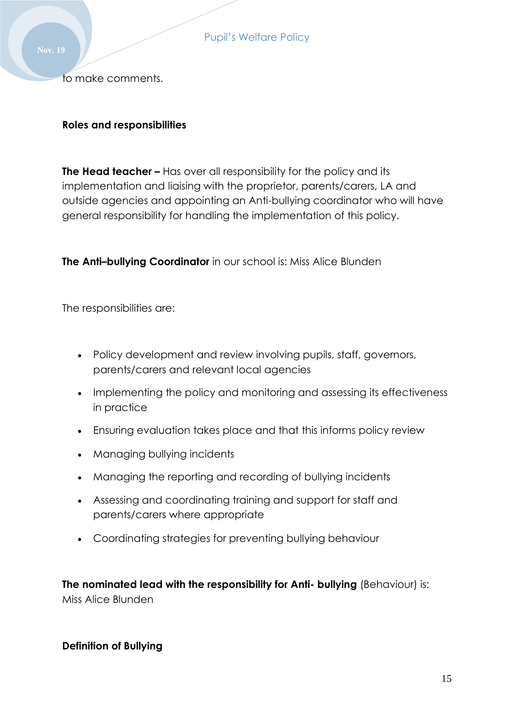to make comments.

**Roles and responsibilities**

**The Head teacher –** Has over all responsibility for the policy and its implementation and liaising with the proprietor, parents/carers, LA and outside agencies and appointing an Anti-bullying coordinator who will have general responsibility for handling the implementation of this policy.

**The Anti–bullying Coordinator** in our school is: Miss Alice Blunden

The responsibilities are:

- Policy development and review involving pupils, staff, governors, parents/carers and relevant local agencies
- Implementing the policy and monitoring and assessing its effectiveness in practice
- Ensuring evaluation takes place and that this informs policy review
- Managing bullying incidents
- Managing the reporting and recording of bullying incidents
- Assessing and coordinating training and support for staff and parents/carers where appropriate
- Coordinating strategies for preventing bullying behaviour

**The nominated lead with the responsibility for Anti- bullying** (Behaviour) is: Miss Alice Blunden

**Definition of Bullying**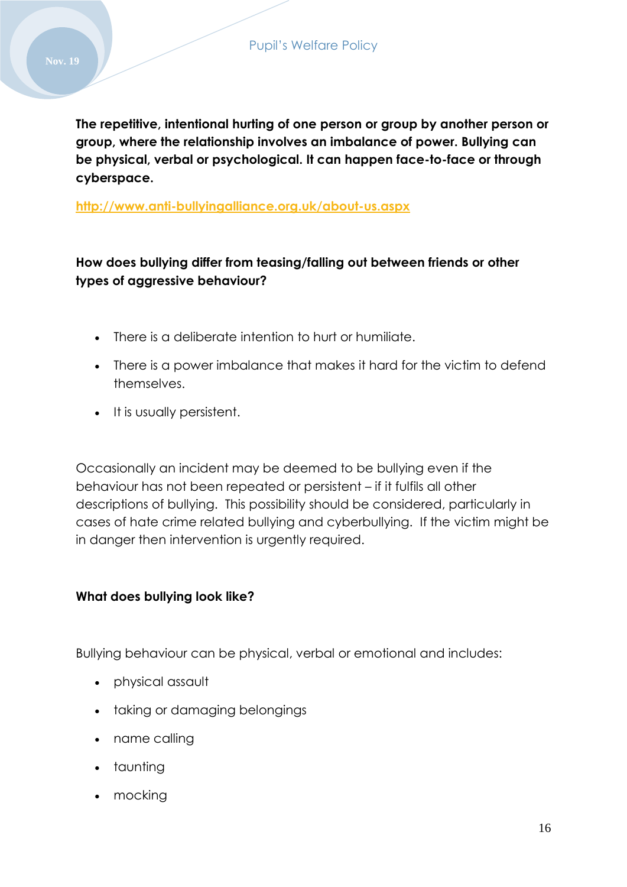**The repetitive, intentional hurting of one person or group by another person or group, where the relationship involves an imbalance of power. Bullying can be physical, verbal or psychological. It can happen face-to-face or through cyberspace.**

http://www.anti-bullyingalliance.org.uk/about-us.aspx

**How does bullying differ from teasing/falling out between friends or other types of aggressive behaviour?**

- There is a deliberate intention to hurt or humiliate.
- There is a power imbalance that makes it hard for the victim to defend themselves.
- It is usually persistent.

Occasionally an incident may be deemed to be bullying even if the behaviour has not been repeated or persistent – if it fulfils all other descriptions of bullying. This possibility should be considered, particularly in cases of hate crime related bullying and cyberbullying. If the victim might be in danger then intervention is urgently required.

**What does bullying look like?**

Bullying behaviour can be physical, verbal or emotional and includes:

- physical assault
- taking or damaging belongings
- name calling
- taunting
- mocking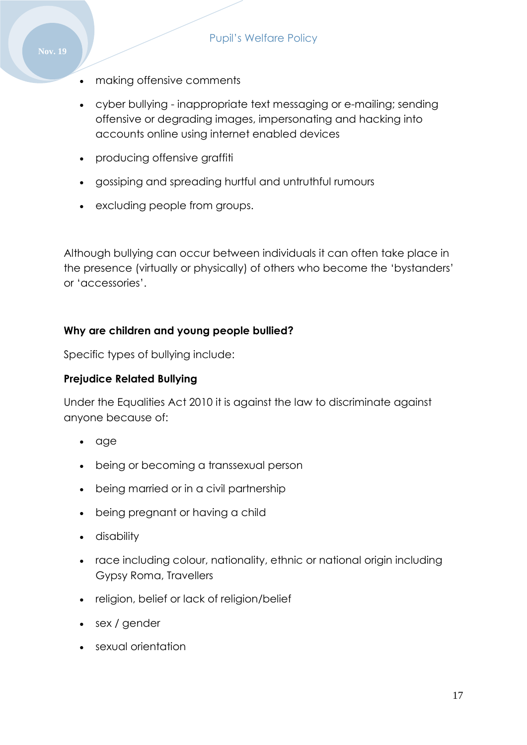- making offensive comments
- cyber bullying - inappropriate text messaging or e-mailing; sending offensive or degrading images, impersonating and hacking into accounts online using internet enabled devices
- producing offensive graffiti
- gossiping and spreading hurtful and untruthful rumours
- excluding people from groups.

Although bullying can occur between individuals it can often take place in the presence (virtually or physically) of others who become the 'bystanders' or 'accessories'.

**Why are children and young people bullied?**

Specific types of bullying include:

**Prejudice Related Bullying**

Under the Equalities Act 2010 it is against the law to discriminate against anyone because of:

- age
- being or becoming a transsexual person
- being married or in a civil partnership
- being pregnant or having a child
- disability
- race including colour, nationality, ethnic or national origin including Gypsy Roma, Travellers
- religion, belief or lack of religion/belief
- sex / gender
- sexual orientation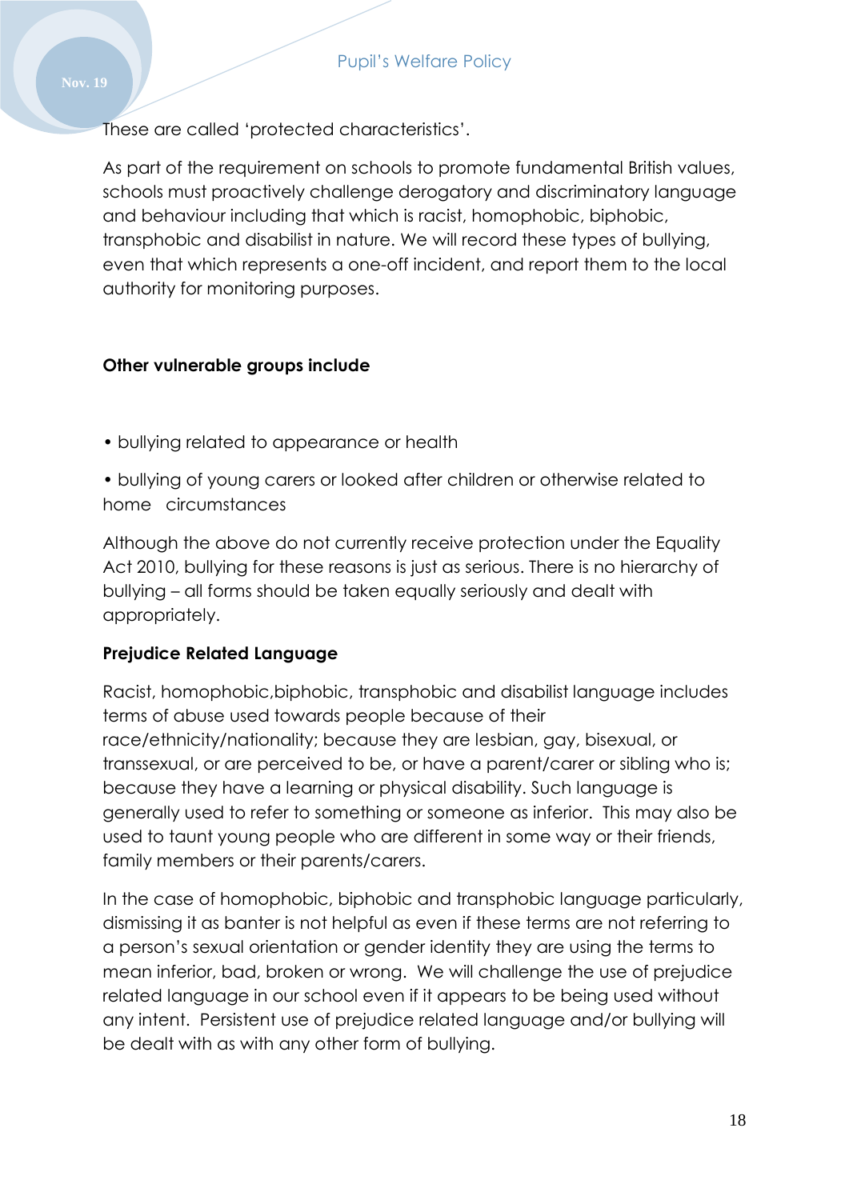These are called ‘protected characteristics’.

As part of the requirement on schools to promote fundamental British values, schools must proactively challenge derogatory and discriminatory language and behaviour including that which is racist, homophobic, biphobic, transphobic and disabilist in nature. We will record these types of bullying, even that which represents a one-off incident, and report them to the local authority for monitoring purposes.

**Other vulnerable groups include**

- bullying related to appearance or health
- bullying of young carers or looked after children or otherwise related to home circumstances

Although the above do not currently receive protection under the Equality Act 2010, bullying for these reasons is just as serious. There is no hierarchy of bullying – all forms should be taken equally seriously and dealt with appropriately.

**Prejudice Related Language**

Racist, homophobic,biphobic, transphobic and disabilist language includes terms of abuse used towards people because of their race/ethnicity/nationality; because they are lesbian, gay, bisexual, or transsexual, or are perceived to be, or have a parent/carer or sibling who is; because they have a learning or physical disability. Such language is generally used to refer to something or someone as inferior. This may also be used to taunt young people who are different in some way or their friends, family members or their parents/carers.

In the case of homophobic, biphobic and transphobic language particularly, dismissing it as banter is not helpful as even if these terms are not referring to a person’s sexual orientation or gender identity they are using the terms to mean inferior, bad, broken or wrong. We will challenge the use of prejudice related language in our school even if it appears to be being used without any intent. Persistent use of prejudice related language and/or bullying will be dealt with as with any other form of bullying.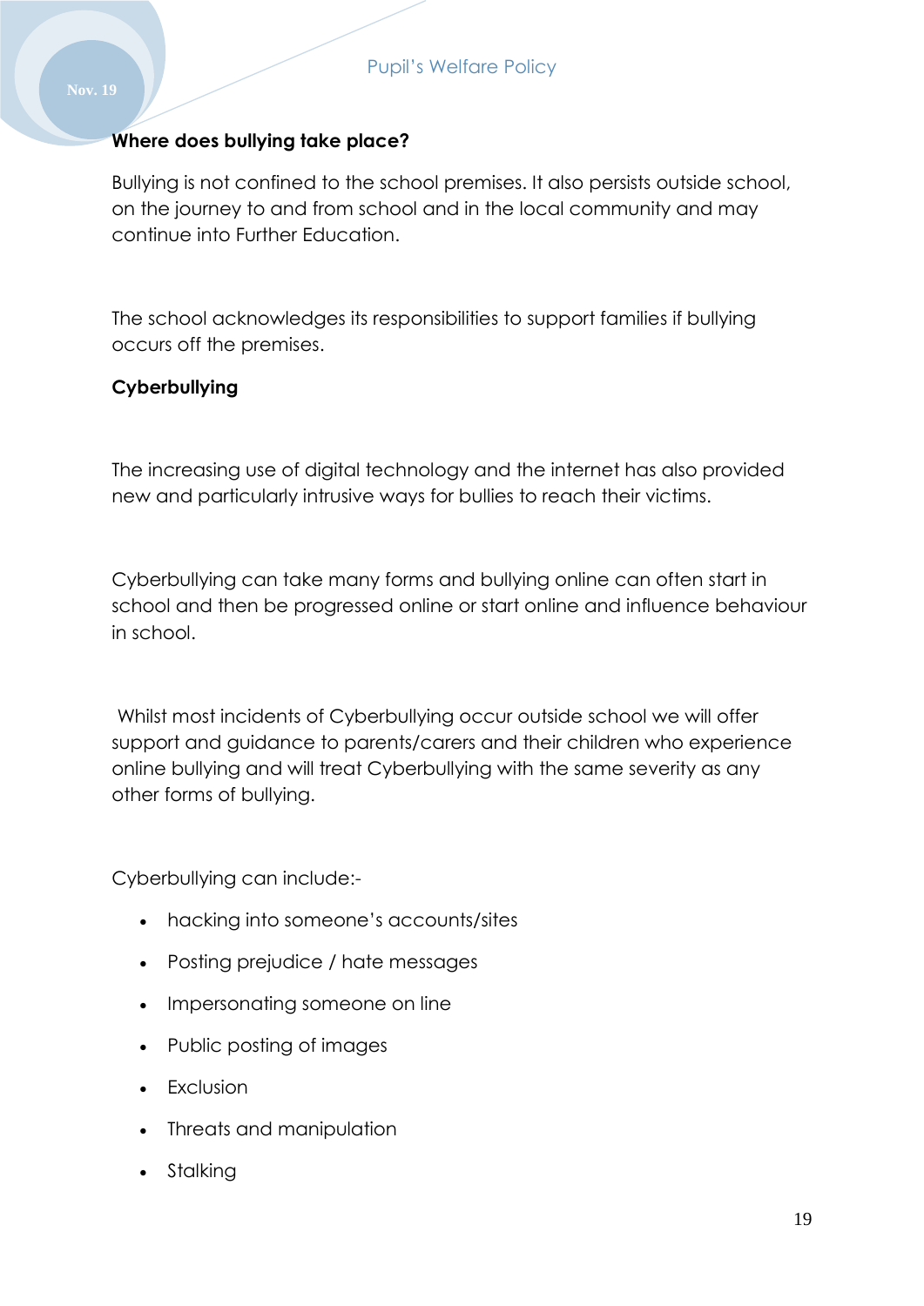**Where does bullying take place?**

Bullying is not confined to the school premises. It also persists outside school, on the journey to and from school and in the local community and may continue into Further Education.

The school acknowledges its responsibilities to support families if bullying occurs off the premises.

**Cyberbullying**

The increasing use of digital technology and the internet has also provided new and particularly intrusive ways for bullies to reach their victims.

Cyberbullying can take many forms and bullying online can often start in school and then be progressed online or start online and influence behaviour in school.

Whilst most incidents of Cyberbullying occur outside school we will offer support and guidance to parents/carers and their children who experience online bullying and will treat Cyberbullying with the same severity as any other forms of bullying.

Cyberbullying can include:-

- hacking into someone's accounts/sites
- Posting prejudice / hate messages
- Impersonating someone on line
- Public posting of images
- Exclusion
- Threats and manipulation
- Stalking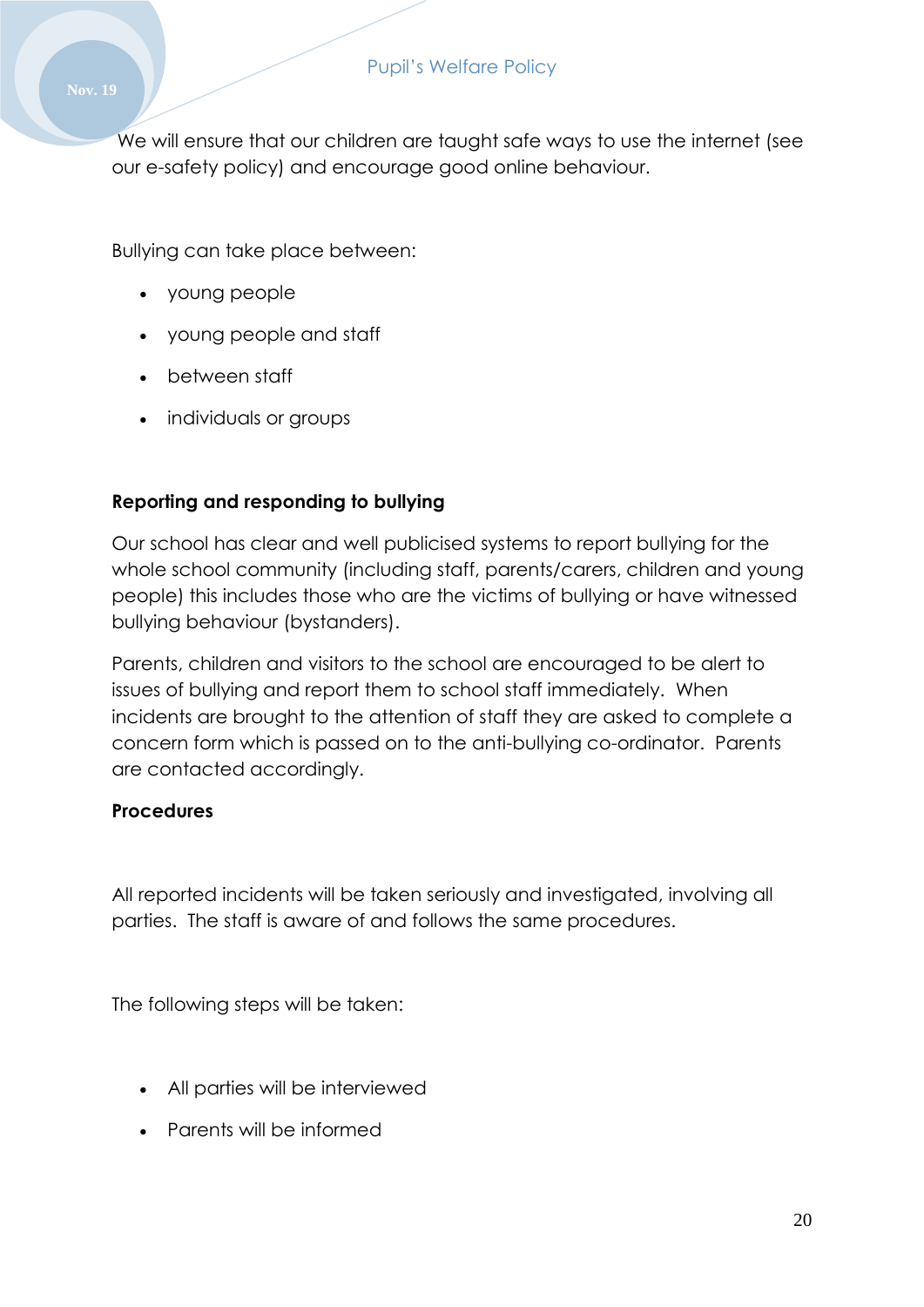We will ensure that our children are taught safe ways to use the internet (see our e-safety policy) and encourage good online behaviour.

Bullying can take place between:

- young people
- young people and staff
- between staff
- individuals or groups

**Reporting and responding to bullying**

Our school has clear and well publicised systems to report bullying for the whole school community (including staff, parents/carers, children and young people) this includes those who are the victims of bullying or have witnessed bullying behaviour (bystanders).

Parents, children and visitors to the school are encouraged to be alert to issues of bullying and report them to school staff immediately. When incidents are brought to the attention of staff they are asked to complete a concern form which is passed on to the anti-bullying co-ordinator. Parents are contacted accordingly.

**Procedures**

All reported incidents will be taken seriously and investigated, involving all parties. The staff is aware of and follows the same procedures.

The following steps will be taken:

- All parties will be interviewed
- Parents will be informed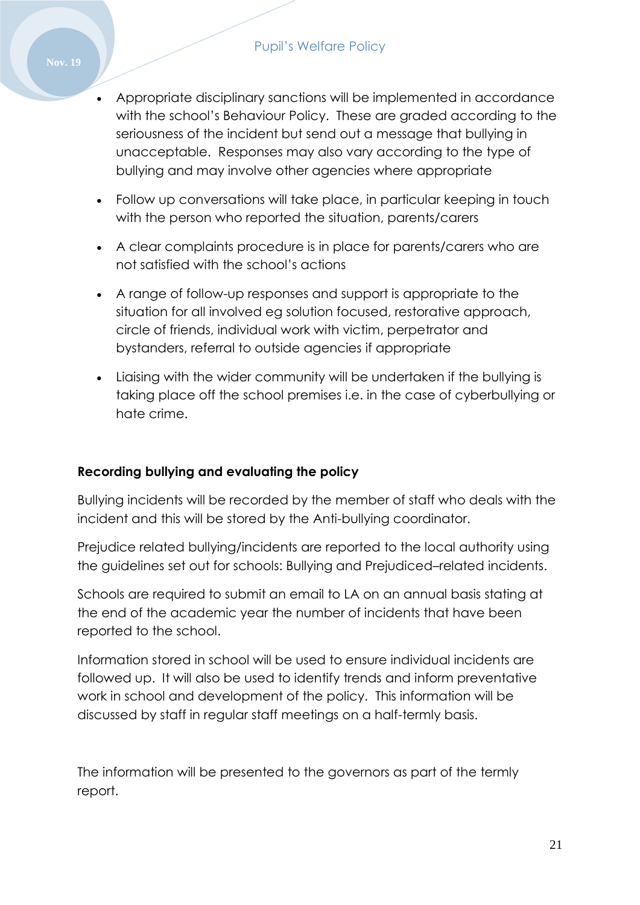- Appropriate disciplinary sanctions will be implemented in accordance with the school's Behaviour Policy. These are graded according to the seriousness of the incident but send out a message that bullying in unacceptable. Responses may also vary according to the type of bullying and may involve other agencies where appropriate

- Follow up conversations will take place, in particular keeping in touch with the person who reported the situation, parents/carers

- A clear complaints procedure is in place for parents/carers who are not satisfied with the school's actions

- A range of follow-up responses and support is appropriate to the situation for all involved eg solution focused, restorative approach, circle of friends, individual work with victim, perpetrator and bystanders, referral to outside agencies if appropriate

- Liaising with the wider community will be undertaken if the bullying is taking place off the school premises i.e. in the case of cyberbullying or hate crime.

**Recording bullying and evaluating the policy**

Bullying incidents will be recorded by the member of staff who deals with the incident and this will be stored by the Anti-bullying coordinator.

Prejudice related bullying/incidents are reported to the local authority using the guidelines set out for schools: Bullying and Prejudiced–related incidents.

Schools are required to submit an email to LA on an annual basis stating at the end of the academic year the number of incidents that have been reported to the school.

Information stored in school will be used to ensure individual incidents are followed up. It will also be used to identify trends and inform preventative work in school and development of the policy. This information will be discussed by staff in regular staff meetings on a half-termly basis.

The information will be presented to the governors as part of the termly report.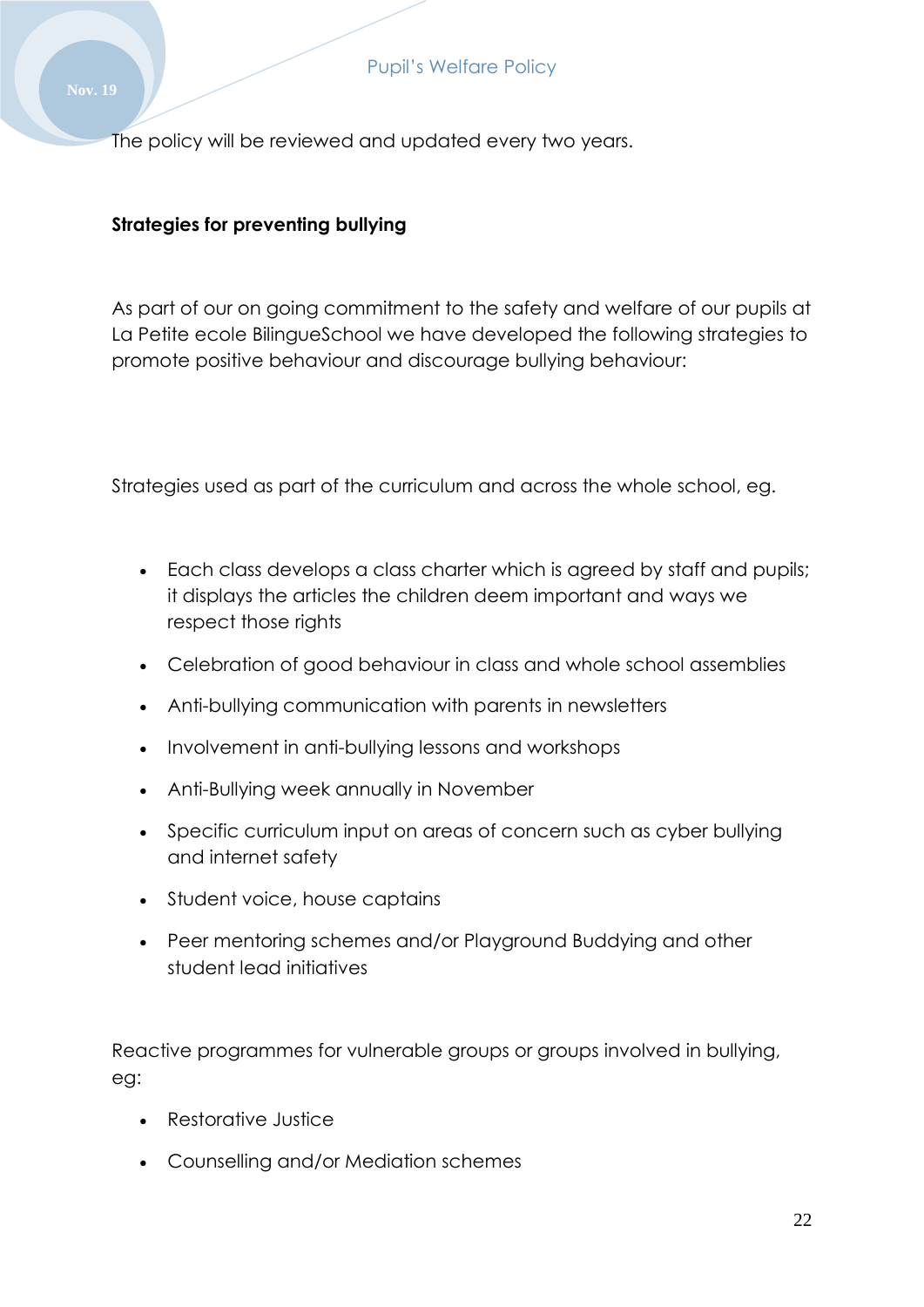The policy will be reviewed and updated every two years.

**Strategies for preventing bullying**

As part of our on going commitment to the safety and welfare of our pupils at La Petite ecole BilingueSchool we have developed the following strategies to promote positive behaviour and discourage bullying behaviour:

Strategies used as part of the curriculum and across the whole school, eg.

- Each class develops a class charter which is agreed by staff and pupils; it displays the articles the children deem important and ways we respect those rights
- Celebration of good behaviour in class and whole school assemblies
- Anti-bullying communication with parents in newsletters
- Involvement in anti-bullying lessons and workshops
- Anti-Bullying week annually in November
- Specific curriculum input on areas of concern such as cyber bullying and internet safety
- Student voice, house captains
- Peer mentoring schemes and/or Playground Buddying and other student lead initiatives

Reactive programmes for vulnerable groups or groups involved in bullying, eg:

- Restorative Justice
- Counselling and/or Mediation schemes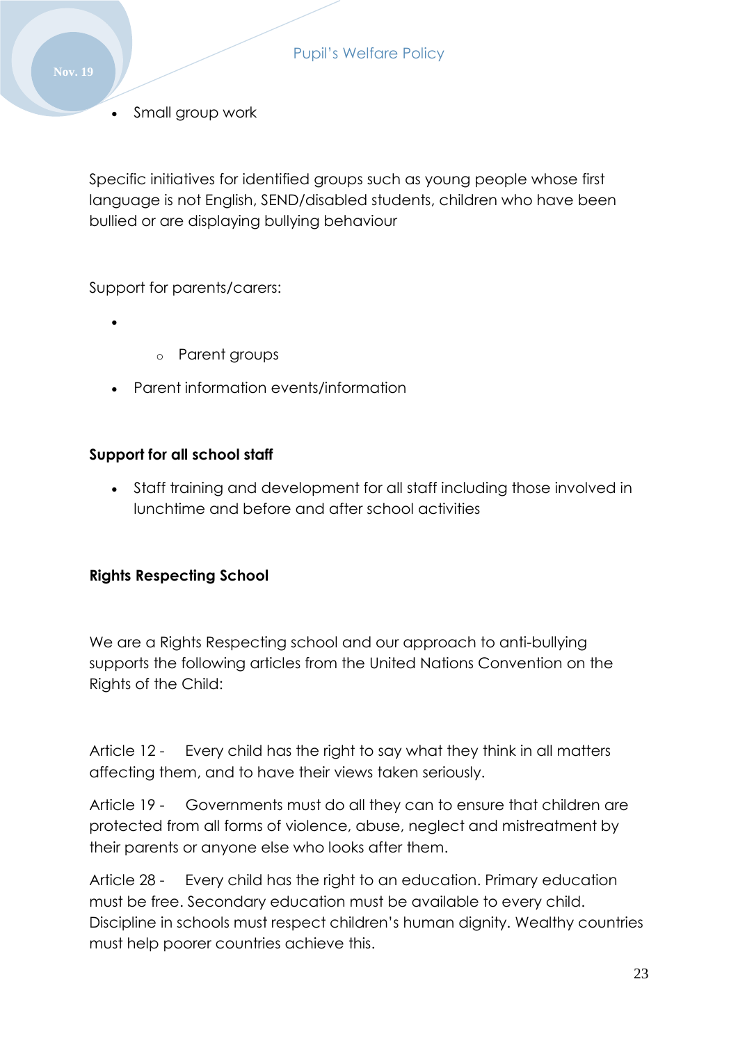- Small group work

Specific initiatives for identified groups such as young people whose first language is not English, SEND/disabled students, children who have been bullied or are displaying bullying behaviour

Support for parents/carers:

- 
    - Parent groups
- Parent information events/information

**Support for all school staff**

- Staff training and development for all staff including those involved in lunchtime and before and after school activities

**Rights Respecting School**

We are a Rights Respecting school and our approach to anti-bullying supports the following articles from the United Nations Convention on the Rights of the Child:

Article 12 - Every child has the right to say what they think in all matters affecting them, and to have their views taken seriously.

Article 19 - Governments must do all they can to ensure that children are protected from all forms of violence, abuse, neglect and mistreatment by their parents or anyone else who looks after them.

Article 28 - Every child has the right to an education. Primary education must be free. Secondary education must be available to every child. Discipline in schools must respect children's human dignity. Wealthy countries must help poorer countries achieve this.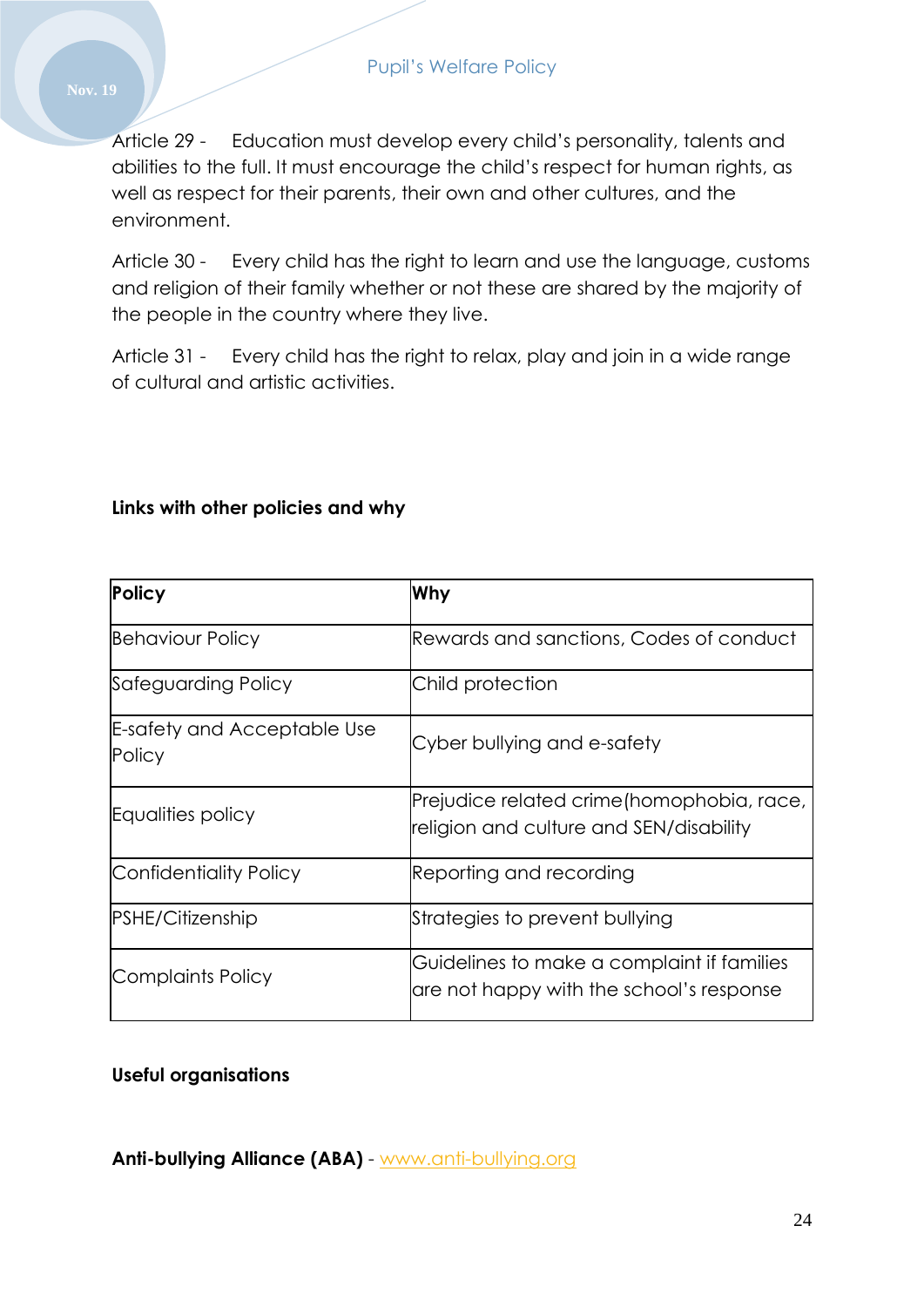Article 29 - Education must develop every child's personality, talents and abilities to the full. It must encourage the child's respect for human rights, as well as respect for their parents, their own and other cultures, and the environment.

Article 30 - Every child has the right to learn and use the language, customs and religion of their family whether or not these are shared by the majority of the people in the country where they live.

Article 31 - Every child has the right to relax, play and join in a wide range of cultural and artistic activities.

**Links with other policies and why**

| Policy | Why |
| --- | --- |
| Behaviour Policy | Rewards and sanctions, Codes of conduct |
| Safeguarding Policy | Child protection |
| E-safety and Acceptable Use Policy | Cyber bullying and e-safety |
| Equalities policy | Prejudice related crime(homophobia, race, religion and culture and SEN/disability |
| Confidentiality Policy | Reporting and recording |
| PSHE/Citizenship | Strategies to prevent bullying |
| Complaints Policy | Guidelines to make a complaint if families are not happy with the school's response |

**Useful organisations**

**Anti-bullying Alliance (ABA)** - www.anti-bullying.org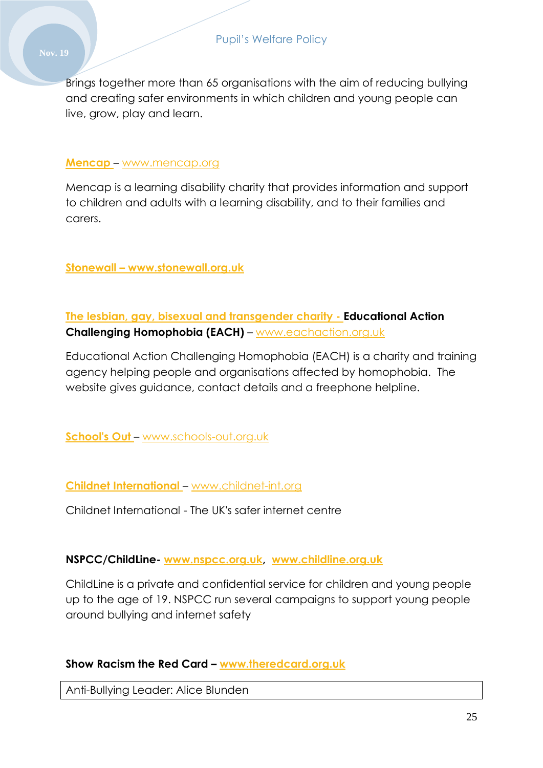Brings together more than 65 organisations with the aim of reducing bullying and creating safer environments in which children and young people can live, grow, play and learn.

**Mencap** – www.mencap.org

Mencap is a learning disability charity that provides information and support to children and adults with a learning disability, and to their families and carers.

**Stonewall – www.stonewall.org.uk**

**The lesbian, gay, bisexual and transgender charity - Educational Action Challenging Homophobia (EACH)** – www.eachaction.org.uk

Educational Action Challenging Homophobia (EACH) is a charity and training agency helping people and organisations affected by homophobia. The website gives guidance, contact details and a freephone helpline.

**School's Out** – www.schools-out.org.uk

**Childnet International** – www.childnet-int.org

Childnet International - The UK's safer internet centre

**NSPCC/ChildLine- www.nspcc.org.uk, www.childline.org.uk**

ChildLine is a private and confidential service for children and young people up to the age of 19. NSPCC run several campaigns to support young people around bullying and internet safety

**Show Racism the Red Card – www.theredcard.org.uk**

| Anti-Bullying Leader: Alice Blunden |
|---|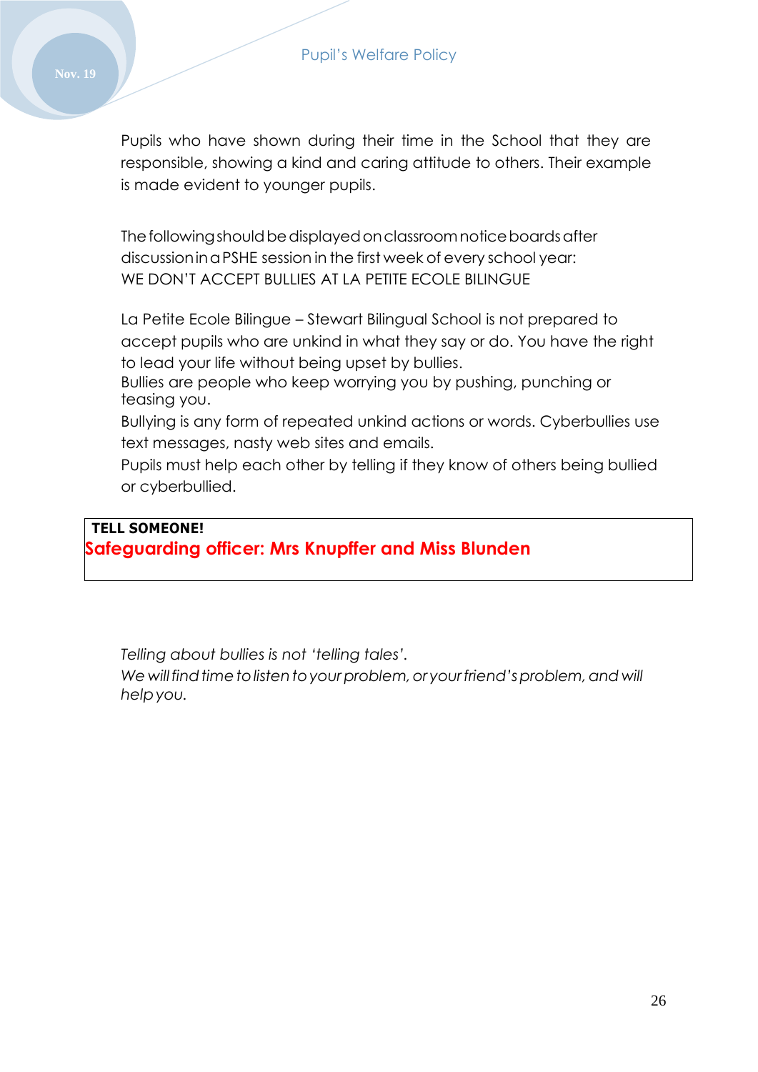Pupils who have shown during their time in the School that they are responsible, showing a kind and caring attitude to others. Their example is made evident to younger pupils.

The following should be displayed on classroom notice boards after discussion in a PSHE session in the first week of every school year:
WE DON'T ACCEPT BULLIES AT LA PETITE ECOLE BILINGUE

La Petite Ecole Bilingue – Stewart Bilingual School is not prepared to accept pupils who are unkind in what they say or do. You have the right to lead your life without being upset by bullies.
Bullies are people who keep worrying you by pushing, punching or teasing you.
Bullying is any form of repeated unkind actions or words. Cyberbullies use text messages, nasty web sites and emails.
Pupils must help each other by telling if they know of others being bullied or cyberbullied.

**TELL SOMEONE!**
**Safeguarding officer: Mrs Knupffer and Miss Blunden**

*Telling about bullies is not 'telling tales'.*
*We will find time to listen to your problem, or your friend's problem, and will help you.*